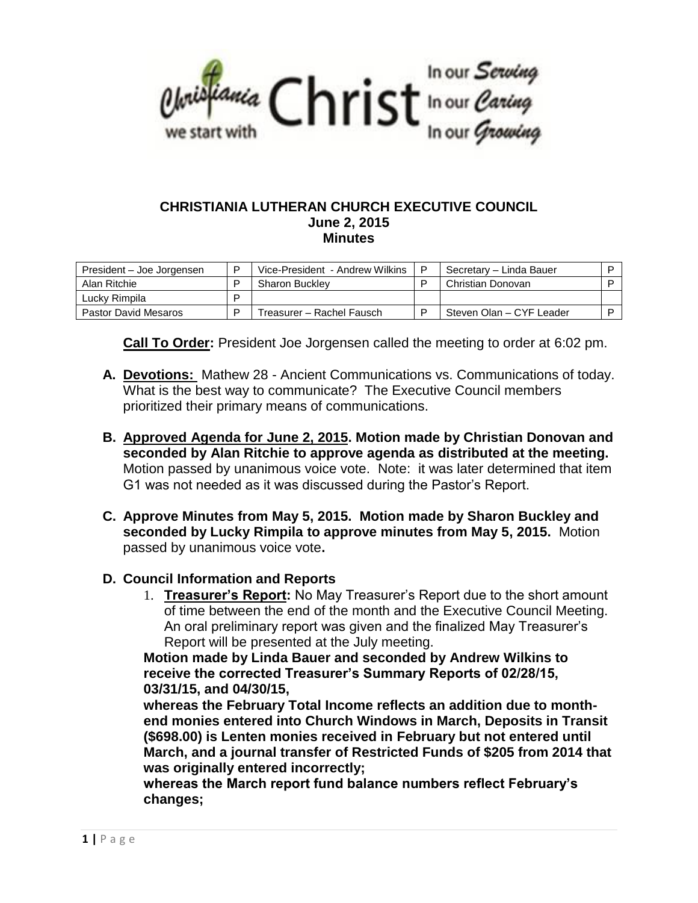Christiania Christ — we start with — In our Serving, In our Caring, In our Growing

# CHRISTIANIA LUTHERAN CHURCH EXECUTIVE COUNCIL
## June 2, 2015
## Minutes

| | | | | | |
|---|---|---|---|---|---|
| President – Joe Jorgensen | P | Vice-President - Andrew Wilkins | P | Secretary – Linda Bauer | P |
| Alan Ritchie | P | Sharon Buckley | P | Christian Donovan | P |
| Lucky Rimpila | P | | | | |
| Pastor David Mesaros | P | Treasurer – Rachel Fausch | P | Steven Olan – CYF Leader | P |

**Call To Order:** President Joe Jorgensen called the meeting to order at 6:02 pm.

**A. Devotions:** Mathew 28 - Ancient Communications vs. Communications of today. What is the best way to communicate? The Executive Council members prioritized their primary means of communications.

**B. Approved Agenda for June 2, 2015. Motion made by Christian Donovan and seconded by Alan Ritchie to approve agenda as distributed at the meeting.** Motion passed by unanimous voice vote. Note: it was later determined that item G1 was not needed as it was discussed during the Pastor's Report.

**C. Approve Minutes from May 5, 2015. Motion made by Sharon Buckley and seconded by Lucky Rimpila to approve minutes from May 5, 2015.** Motion passed by unanimous voice vote**.**

**D. Council Information and Reports**

1. **Treasurer's Report:** No May Treasurer's Report due to the short amount of time between the end of the month and the Executive Council Meeting. An oral preliminary report was given and the finalized May Treasurer's Report will be presented at the July meeting.

**Motion made by Linda Bauer and seconded by Andrew Wilkins to receive the corrected Treasurer's Summary Reports of 02/28/15, 03/31/15, and 04/30/15,**

**whereas the February Total Income reflects an addition due to month-end monies entered into Church Windows in March, Deposits in Transit ($698.00) is Lenten monies received in February but not entered until March, and a journal transfer of Restricted Funds of $205 from 2014 that was originally entered incorrectly;**

**whereas the March report fund balance numbers reflect February's changes;**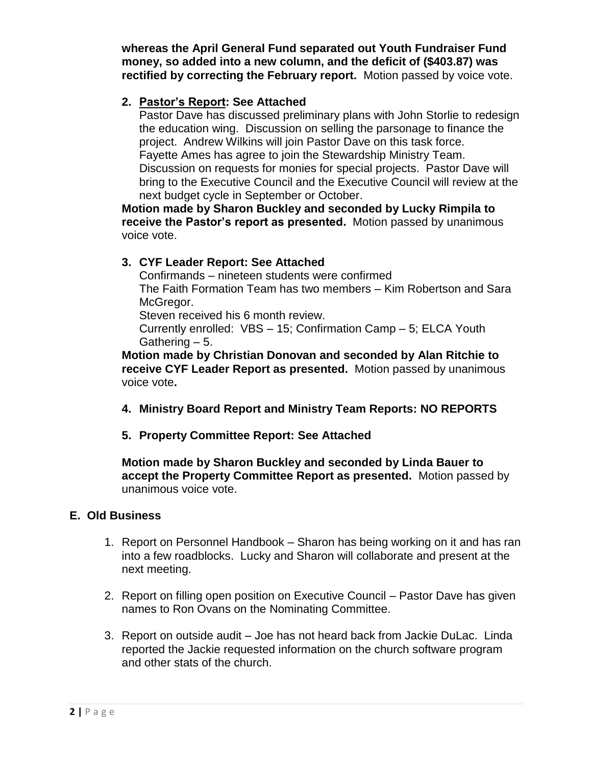**whereas the April General Fund separated out Youth Fundraiser Fund money, so added into a new column, and the deficit of ($403.87) was rectified by correcting the February report.** Motion passed by voice vote.

2. **Pastor's Report: See Attached**
   Pastor Dave has discussed preliminary plans with John Storlie to redesign the education wing. Discussion on selling the parsonage to finance the project. Andrew Wilkins will join Pastor Dave on this task force.
   Fayette Ames has agree to join the Stewardship Ministry Team.
   Discussion on requests for monies for special projects. Pastor Dave will bring to the Executive Council and the Executive Council will review at the next budget cycle in September or October.

   **Motion made by Sharon Buckley and seconded by Lucky Rimpila to receive the Pastor's report as presented.** Motion passed by unanimous voice vote.

3. **CYF Leader Report: See Attached**
   Confirmands – nineteen students were confirmed
   The Faith Formation Team has two members – Kim Robertson and Sara McGregor.
   Steven received his 6 month review.
   Currently enrolled: VBS – 15; Confirmation Camp – 5; ELCA Youth Gathering – 5.

   **Motion made by Christian Donovan and seconded by Alan Ritchie to receive CYF Leader Report as presented.** Motion passed by unanimous voice vote**.**

4. **Ministry Board Report and Ministry Team Reports: NO REPORTS**

5. **Property Committee Report: See Attached**

   **Motion made by Sharon Buckley and seconded by Linda Bauer to accept the Property Committee Report as presented.** Motion passed by unanimous voice vote.

## E. Old Business

1. Report on Personnel Handbook – Sharon has being working on it and has ran into a few roadblocks. Lucky and Sharon will collaborate and present at the next meeting.

2. Report on filling open position on Executive Council – Pastor Dave has given names to Ron Ovans on the Nominating Committee.

3. Report on outside audit – Joe has not heard back from Jackie DuLac. Linda reported the Jackie requested information on the church software program and other stats of the church.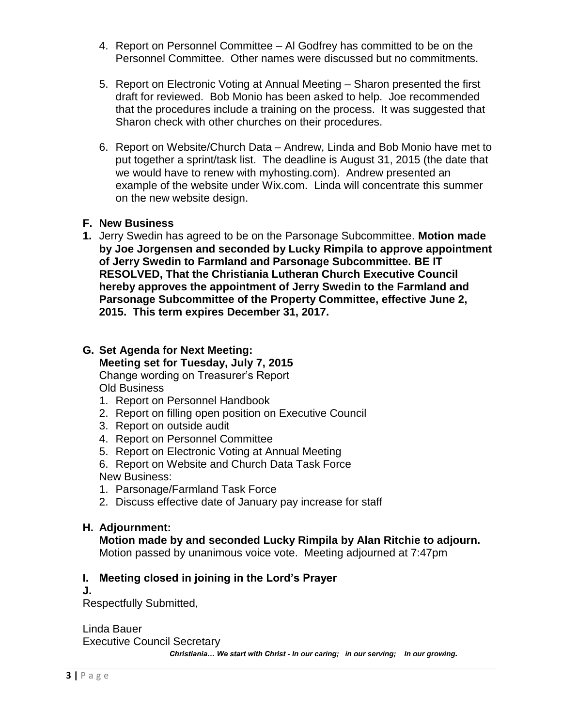4. Report on Personnel Committee – Al Godfrey has committed to be on the Personnel Committee. Other names were discussed but no commitments.

5. Report on Electronic Voting at Annual Meeting – Sharon presented the first draft for reviewed. Bob Monio has been asked to help. Joe recommended that the procedures include a training on the process. It was suggested that Sharon check with other churches on their procedures.

6. Report on Website/Church Data – Andrew, Linda and Bob Monio have met to put together a sprint/task list. The deadline is August 31, 2015 (the date that we would have to renew with myhosting.com). Andrew presented an example of the website under Wix.com. Linda will concentrate this summer on the new website design.

## F. New Business

**1.** Jerry Swedin has agreed to be on the Parsonage Subcommittee. **Motion made by Joe Jorgensen and seconded by Lucky Rimpila to approve appointment of Jerry Swedin to Farmland and Parsonage Subcommittee. BE IT RESOLVED, That the Christiania Lutheran Church Executive Council hereby approves the appointment of Jerry Swedin to the Farmland and Parsonage Subcommittee of the Property Committee, effective June 2, 2015. This term expires December 31, 2017.**

## G. Set Agenda for Next Meeting:

**Meeting set for Tuesday, July 7, 2015**

Change wording on Treasurer's Report

Old Business

1. Report on Personnel Handbook
2. Report on filling open position on Executive Council
3. Report on outside audit
4. Report on Personnel Committee
5. Report on Electronic Voting at Annual Meeting
6. Report on Website and Church Data Task Force

New Business:

1. Parsonage/Farmland Task Force
2. Discuss effective date of January pay increase for staff

## H. Adjournment:

**Motion made by and seconded Lucky Rimpila by Alan Ritchie to adjourn.**
Motion passed by unanimous voice vote. Meeting adjourned at 7:47pm

## I. Meeting closed in joining in the Lord's Prayer

**J.**

Respectfully Submitted,

Linda Bauer
Executive Council Secretary

***Christiania… We start with Christ - In our caring; in our serving; In our growing.***